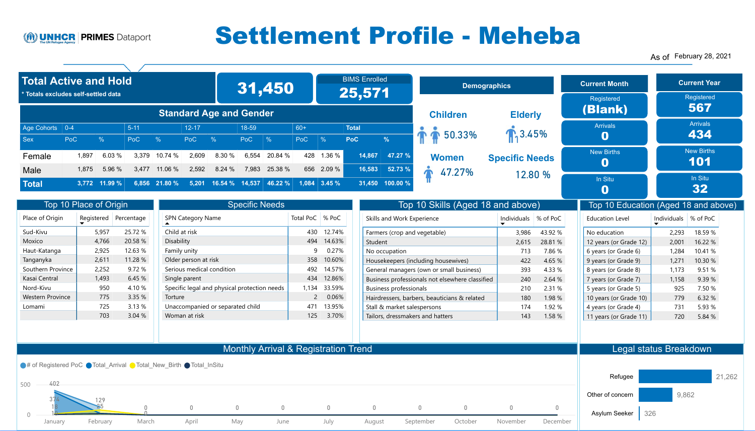UNHCR | PRIMES Dataport

# Settlement Profile - Meheba

As of February 28, 2021

## Total Active and Hold

* Totals excludes self-settled data

**31,450**

BIMS Enrolled **25,571**

### Standard Age and Gender

| Age Cohorts | 0-4 | | 5-11 | | 12-17 | | 18-59 | | 60+ | | Total | |
|---|---|---|---|---|---|---|---|---|---|---|---|---|
| Sex | PoC | % | PoC | % | PoC | % | PoC | % | PoC | % | PoC | % |
| Female | 1,897 | 6.03 % | 3,379 | 10.74 % | 2,609 | 8.30 % | 6,554 | 20.84 % | 428 | 1.36 % | 14,867 | 47.27 % |
| Male | 1,875 | 5.96 % | 3,477 | 11.06 % | 2,592 | 8.24 % | 7,983 | 25.38 % | 656 | 2.09 % | 16,583 | 52.73 % |
| **Total** | 3,772 | 11.99 % | 6,856 | 21.80 % | 5,201 | 16.54 % | 14,537 | 46.22 % | 1,084 | 3.45 % | 31,450 | 100.00 % |

### Demographics

- Children: 50.33%
- Elderly: 3.45%
- Women: 47.27%
- Specific Needs: 12.80 %

| | Current Month | Current Year |
|---|---|---|
| Registered | (Blank) | 567 |
| Arrivals | 0 | 434 |
| New Births | 0 | 101 |
| In Situ | 0 | 32 |

### Top 10 Place of Origin

| Place of Origin | Registered | Percentage |
|---|---|---|
| Sud-Kivu | 5,957 | 25.72 % |
| Moxico | 4,766 | 20.58 % |
| Haut-Katanga | 2,925 | 12.63 % |
| Tanganyka | 2,611 | 11.28 % |
| Southern Province | 2,252 | 9.72 % |
| Kasai Central | 1,493 | 6.45 % |
| Nord-Kivu | 950 | 4.10 % |
| Western Province | 775 | 3.35 % |
| Lomami | 725 | 3.13 % |
| | 703 | 3.04 % |

### Specific Needs

| SPN Category Name | Total PoC | % PoC |
|---|---|---|
| Child at risk | 430 | 12.74% |
| Disability | 494 | 14.63% |
| Family unity | 9 | 0.27% |
| Older person at risk | 358 | 10.60% |
| Serious medical condition | 492 | 14.57% |
| Single parent | 434 | 12.86% |
| Specific legal and physical protection needs | 1,134 | 33.59% |
| Torture | 2 | 0.06% |
| Unaccompanied or separated child | 471 | 13.95% |
| Woman at risk | 125 | 3.70% |

### Top 10 Skills (Aged 18 and above)

| Skills and Work Experience | Individuals | % of PoC |
|---|---|---|
| Farmers (crop and vegetable) | 3,986 | 43.92 % |
| Student | 2,615 | 28.81 % |
| No occupation | 713 | 7.86 % |
| Housekeepers (including housewives) | 422 | 4.65 % |
| General managers (own or small business) | 393 | 4.33 % |
| Business professionals not elsewhere classified | 240 | 2.64 % |
| Business professionals | 210 | 2.31 % |
| Hairdressers, barbers, beauticians & related | 180 | 1.98 % |
| Stall & market salespersons | 174 | 1.92 % |
| Tailors, dressmakers and hatters | 143 | 1.58 % |

### Top 10 Education (Aged 18 and above)

| Education Level | Individuals | % of PoC |
|---|---|---|
| No education | 2,293 | 18.59 % |
| 12 years (or Grade 12) | 2,001 | 16.22 % |
| 6 years (or Grade 6) | 1,284 | 10.41 % |
| 9 years (or Grade 9) | 1,271 | 10.30 % |
| 8 years (or Grade 8) | 1,173 | 9.51 % |
| 7 years (or Grade 7) | 1,158 | 9.39 % |
| 5 years (or Grade 5) | 925 | 7.50 % |
| 10 years (or Grade 10) | 779 | 6.32 % |
| 4 years (or Grade 4) | 731 | 5.93 % |
| 11 years (or Grade 11) | 720 | 5.84 % |

### Monthly Arrival & Registration Trend

Legend: # of Registered PoC, Total_Arrival, Total_New_Birth, Total_InSitu

| Month | # of Registered PoC | Total_Arrival | Total_New_Birth | Total_InSitu |
|---|---|---|---|---|
| January | 402 | 374 | 18 | 10 |
| February | 129 | 25 | | |
| March | 0 | | 0 | |
| April | 0 | | | |
| May | 0 | | | |
| June | 0 | | | |
| July | 0 | | | |
| August | 0 | | | |
| September | 0 | | | |
| October | 0 | | | |
| November | 0 | | | |
| December | 0 | | | |

### Legal status Breakdown

| Legal status | Count |
|---|---|
| Refugee | 21,262 |
| Other of concern | 9,862 |
| Asylum Seeker | 326 |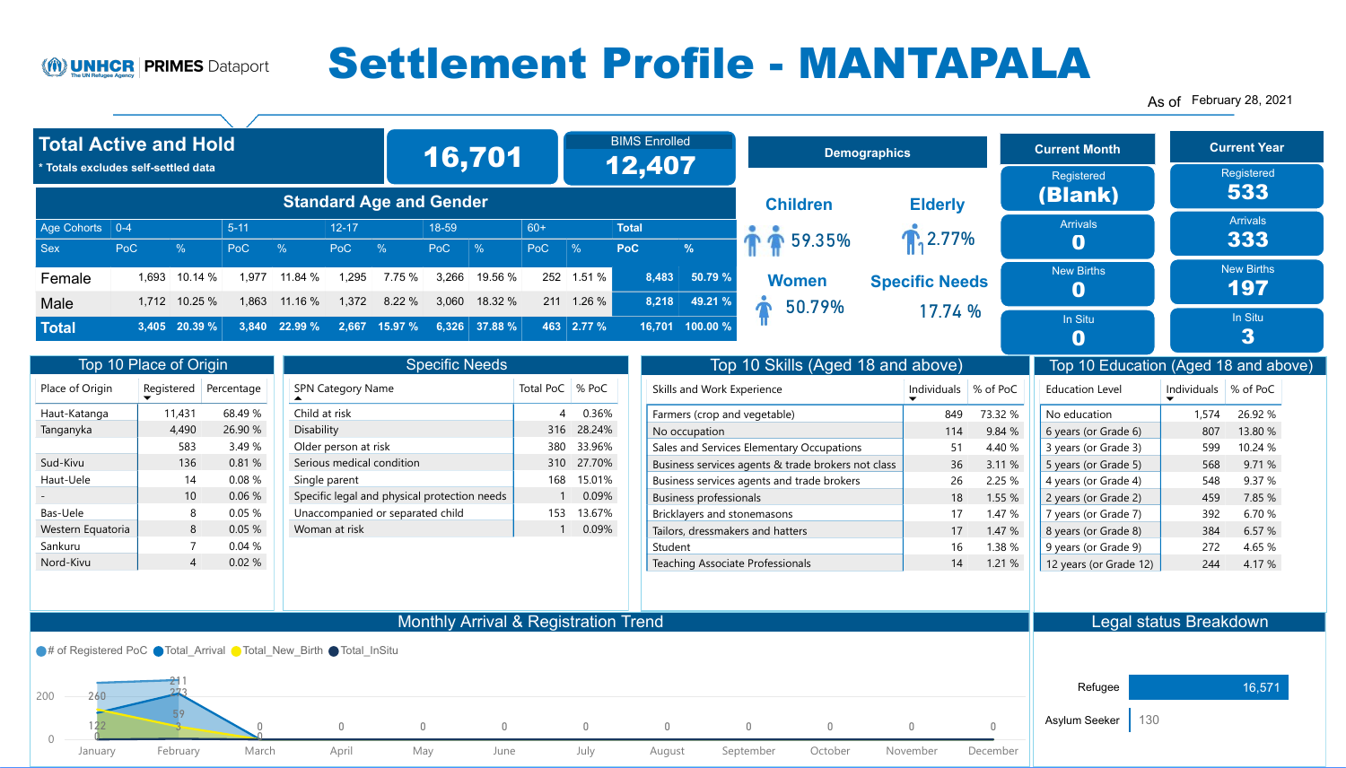UNHCR | PRIMES Dataport

# Settlement Profile - MANTAPALA

As of February 28, 2021

## Total Active and Hold

* Totals excludes self-settled data

**16,701**

BIMS Enrolled **12,407**

## Standard Age and Gender

| Age Cohorts | 0-4 | | 5-11 | | 12-17 | | 18-59 | | 60+ | | Total | |
|---|---|---|---|---|---|---|---|---|---|---|---|---|
| Sex | PoC | % | PoC | % | PoC | % | PoC | % | PoC | % | PoC | % |
| Female | 1,693 | 10.14 % | 1,977 | 11.84 % | 1,295 | 7.75 % | 3,266 | 19.56 % | 252 | 1.51 % | 8,483 | 50.79 % |
| Male | 1,712 | 10.25 % | 1,863 | 11.16 % | 1,372 | 8.22 % | 3,060 | 18.32 % | 211 | 1.26 % | 8,218 | 49.21 % |
| Total | 3,405 | 20.39 % | 3,840 | 22.99 % | 2,667 | 15.97 % | 6,326 | 37.88 % | 463 | 2.77 % | 16,701 | 100.00 % |

## Demographics

- Children: 59.35%
- Elderly: 2.77%
- Women: 50.79%
- Specific Needs: 17.74 %

## Current Month

- Registered: (Blank)
- Arrivals: 0
- New Births: 0
- In Situ: 0

## Current Year

- Registered: 533
- Arrivals: 333
- New Births: 197
- In Situ: 3

## Top 10 Place of Origin

| Place of Origin | Registered | Percentage |
|---|---|---|
| Haut-Katanga | 11,431 | 68.49 % |
| Tanganyka | 4,490 | 26.90 % |
| | 583 | 3.49 % |
| Sud-Kivu | 136 | 0.81 % |
| Haut-Uele | 14 | 0.08 % |
| - | 10 | 0.06 % |
| Bas-Uele | 8 | 0.05 % |
| Western Equatoria | 8 | 0.05 % |
| Sankuru | 7 | 0.04 % |
| Nord-Kivu | 4 | 0.02 % |

## Specific Needs

| SPN Category Name | Total PoC | % PoC |
|---|---|---|
| Child at risk | 4 | 0.36% |
| Disability | 316 | 28.24% |
| Older person at risk | 380 | 33.96% |
| Serious medical condition | 310 | 27.70% |
| Single parent | 168 | 15.01% |
| Specific legal and physical protection needs | 1 | 0.09% |
| Unaccompanied or separated child | 153 | 13.67% |
| Woman at risk | 1 | 0.09% |

## Top 10 Skills (Aged 18 and above)

| Skills and Work Experience | Individuals | % of PoC |
|---|---|---|
| Farmers (crop and vegetable) | 849 | 73.32 % |
| No occupation | 114 | 9.84 % |
| Sales and Services Elementary Occupations | 51 | 4.40 % |
| Business services agents & trade brokers not class | 36 | 3.11 % |
| Business services agents and trade brokers | 26 | 2.25 % |
| Business professionals | 18 | 1.55 % |
| Bricklayers and stonemasons | 17 | 1.47 % |
| Tailors, dressmakers and hatters | 17 | 1.47 % |
| Student | 16 | 1.38 % |
| Teaching Associate Professionals | 14 | 1.21 % |

## Top 10 Education (Aged 18 and above)

| Education Level | Individuals | % of PoC |
|---|---|---|
| No education | 1,574 | 26.92 % |
| 6 years (or Grade 6) | 807 | 13.80 % |
| 3 years (or Grade 3) | 599 | 10.24 % |
| 5 years (or Grade 5) | 568 | 9.71 % |
| 4 years (or Grade 4) | 548 | 9.37 % |
| 2 years (or Grade 2) | 459 | 7.85 % |
| 7 years (or Grade 7) | 392 | 6.70 % |
| 8 years (or Grade 8) | 384 | 6.57 % |
| 9 years (or Grade 9) | 272 | 4.65 % |
| 12 years (or Grade 12) | 244 | 4.17 % |

## Monthly Arrival & Registration Trend

Legend: # of Registered PoC, Total_Arrival, Total_New_Birth, Total_InSitu

| Month | Values shown |
|---|---|
| January | 260, 122, 0 |
| February | 211, 273, 59, 3 |
| March | 0, 0 |
| April | 0 |
| May | 0 |
| June | 0 |
| July | 0 |
| August | 0 |
| September | 0 |
| October | 0 |
| November | 0 |
| December | 0 |

## Legal status Breakdown

| Legal status | Count |
|---|---|
| Refugee | 16,571 |
| Asylum Seeker | 130 |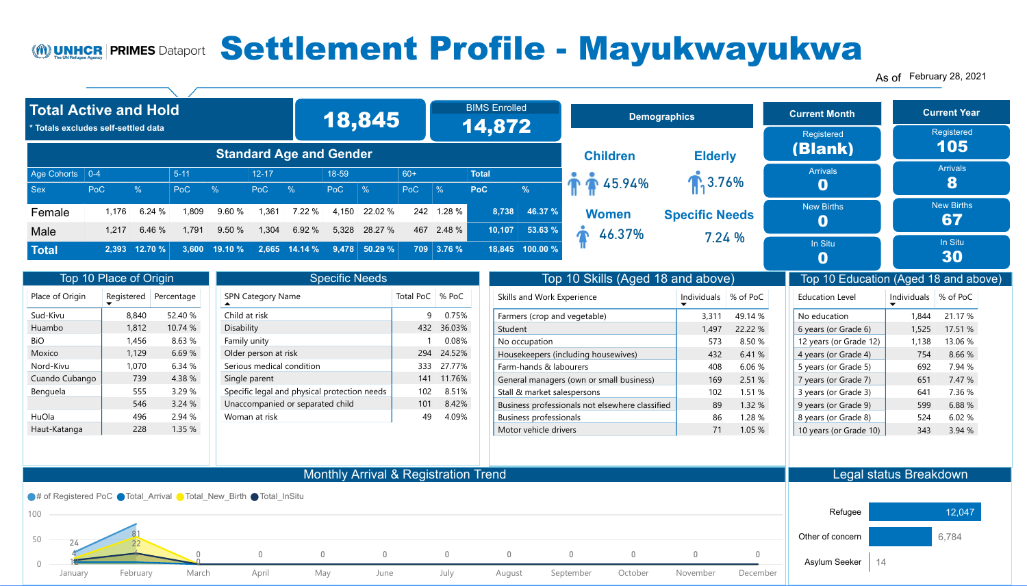UNHCR | PRIMES Dataport

# Settlement Profile - Mayukwayukwa

As of February 28, 2021

## Total Active and Hold

* Totals excludes self-settled data

**18,845**

BIMS Enrolled **14,872**

## Standard Age and Gender

| Age Cohorts | 0-4 | | 5-11 | | 12-17 | | 18-59 | | 60+ | | Total | |
|---|---|---|---|---|---|---|---|---|---|---|---|---|
| Sex | PoC | % | PoC | % | PoC | % | PoC | % | PoC | % | PoC | % |
| Female | 1,176 | 6.24 % | 1,809 | 9.60 % | 1,361 | 7.22 % | 4,150 | 22.02 % | 242 | 1.28 % | 8,738 | 46.37 % |
| Male | 1,217 | 6.46 % | 1,791 | 9.50 % | 1,304 | 6.92 % | 5,328 | 28.27 % | 467 | 2.48 % | 10,107 | 53.63 % |
| **Total** | 2,393 | 12.70 % | 3,600 | 19.10 % | 2,665 | 14.14 % | 9,478 | 50.29 % | 709 | 3.76 % | 18,845 | 100.00 % |

## Demographics

- Children: 45.94%
- Elderly: 3.76%
- Women: 46.37%
- Specific Needs: 7.24 %

## Current Month

- Registered: (Blank)
- Arrivals: 0
- New Births: 0
- In Situ: 0

## Current Year

- Registered: 105
- Arrivals: 8
- New Births: 67
- In Situ: 30

## Top 10 Place of Origin

| Place of Origin | Registered | Percentage |
|---|---|---|
| Sud-Kivu | 8,840 | 52.40 % |
| Huambo | 1,812 | 10.74 % |
| BiO | 1,456 | 8.63 % |
| Moxico | 1,129 | 6.69 % |
| Nord-Kivu | 1,070 | 6.34 % |
| Cuando Cubango | 739 | 4.38 % |
| Benguela | 555 | 3.29 % |
| | 546 | 3.24 % |
| HuOla | 496 | 2.94 % |
| Haut-Katanga | 228 | 1.35 % |

## Specific Needs

| SPN Category Name | Total PoC | % PoC |
|---|---|---|
| Child at risk | 9 | 0.75% |
| Disability | 432 | 36.03% |
| Family unity | 1 | 0.08% |
| Older person at risk | 294 | 24.52% |
| Serious medical condition | 333 | 27.77% |
| Single parent | 141 | 11.76% |
| Specific legal and physical protection needs | 102 | 8.51% |
| Unaccompanied or separated child | 101 | 8.42% |
| Woman at risk | 49 | 4.09% |

## Top 10 Skills (Aged 18 and above)

| Skills and Work Experience | Individuals | % of PoC |
|---|---|---|
| Farmers (crop and vegetable) | 3,311 | 49.14 % |
| Student | 1,497 | 22.22 % |
| No occupation | 573 | 8.50 % |
| Housekeepers (including housewives) | 432 | 6.41 % |
| Farm-hands & labourers | 408 | 6.06 % |
| General managers (own or small business) | 169 | 2.51 % |
| Stall & market salespersons | 102 | 1.51 % |
| Business professionals not elsewhere classified | 89 | 1.32 % |
| Business professionals | 86 | 1.28 % |
| Motor vehicle drivers | 71 | 1.05 % |

## Top 10 Education (Aged 18 and above)

| Education Level | Individuals | % of PoC |
|---|---|---|
| No education | 1,844 | 21.17 % |
| 6 years (or Grade 6) | 1,525 | 17.51 % |
| 12 years (or Grade 12) | 1,138 | 13.06 % |
| 4 years (or Grade 4) | 754 | 8.66 % |
| 5 years (or Grade 5) | 692 | 7.94 % |
| 7 years (or Grade 7) | 651 | 7.47 % |
| 3 years (or Grade 3) | 641 | 7.36 % |
| 9 years (or Grade 9) | 599 | 6.88 % |
| 8 years (or Grade 8) | 524 | 6.02 % |
| 10 years (or Grade 10) | 343 | 3.94 % |

## Monthly Arrival & Registration Trend

# of Registered PoC, Total_Arrival, Total_New_Birth, Total_InSitu

100
50
0

January: 24, 4, 1
February: 81, 22, 4
March: 0, 0
April: 0
May: 0
June: 0
July: 0
August: 0
September: 0
October: 0
November: 0
December: 0

## Legal status Breakdown

Refugee: 12,047
Other of concern: 6,784
Asylum Seeker: 14